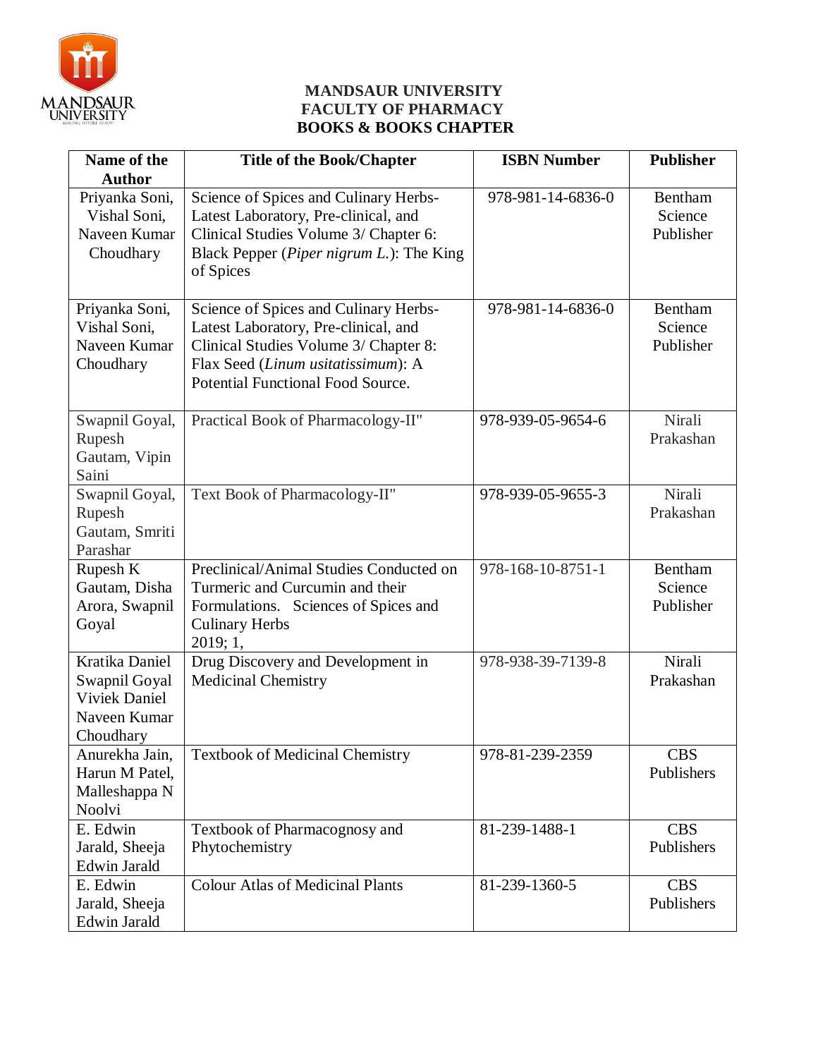**MANDSAUR UNIVERSITY**
**FACULTY OF PHARMACY**
**BOOKS & BOOKS CHAPTER**

| Name of the Author | Title of the Book/Chapter | ISBN Number | Publisher |
|---|---|---|---|
| Priyanka Soni, Vishal Soni, Naveen Kumar Choudhary | Science of Spices and Culinary Herbs- Latest Laboratory, Pre-clinical, and Clinical Studies Volume 3/ Chapter 6: Black Pepper (*Piper nigrum L.*): The King of Spices | 978-981-14-6836-0 | Bentham Science Publisher |
| Priyanka Soni, Vishal Soni, Naveen Kumar Choudhary | Science of Spices and Culinary Herbs- Latest Laboratory, Pre-clinical, and Clinical Studies Volume 3/ Chapter 8: Flax Seed (*Linum usitatissimum*): A Potential Functional Food Source. | 978-981-14-6836-0 | Bentham Science Publisher |
| Swapnil Goyal, Rupesh Gautam, Vipin Saini | Practical Book of Pharmacology-II" | 978-939-05-9654-6 | Nirali Prakashan |
| Swapnil Goyal, Rupesh Gautam, Smriti Parashar | Text Book of Pharmacology-II" | 978-939-05-9655-3 | Nirali Prakashan |
| Rupesh K Gautam, Disha Arora, Swapnil Goyal | Preclinical/Animal Studies Conducted on Turmeric and Curcumin and their Formulations. Sciences of Spices and Culinary Herbs 2019; 1, | 978-168-10-8751-1 | Bentham Science Publisher |
| Kratika Daniel Swapnil Goyal Viviek Daniel Naveen Kumar Choudhary | Drug Discovery and Development in Medicinal Chemistry | 978-938-39-7139-8 | Nirali Prakashan |
| Anurekha Jain, Harun M Patel, Malleshappa N Noolvi | Textbook of Medicinal Chemistry | 978-81-239-2359 | CBS Publishers |
| E. Edwin Jarald, Sheeja Edwin Jarald | Textbook of Pharmacognosy and Phytochemistry | 81-239-1488-1 | CBS Publishers |
| E. Edwin Jarald, Sheeja Edwin Jarald | Colour Atlas of Medicinal Plants | 81-239-1360-5 | CBS Publishers |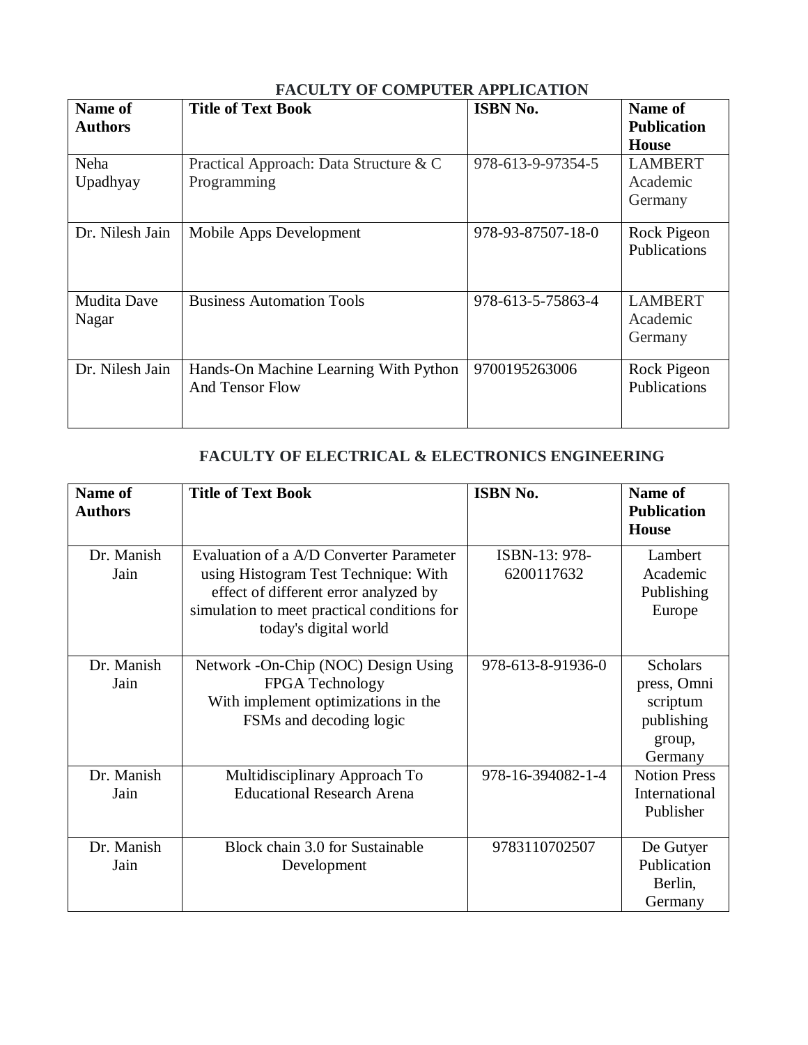## FACULTY OF COMPUTER APPLICATION

| Name of Authors | Title of Text Book | ISBN No. | Name of Publication House |
| --- | --- | --- | --- |
| Neha Upadhyay | Practical Approach: Data Structure & C Programming | 978-613-9-97354-5 | LAMBERT Academic Germany |
| Dr. Nilesh Jain | Mobile Apps Development | 978-93-87507-18-0 | Rock Pigeon Publications |
| Mudita Dave Nagar | Business Automation Tools | 978-613-5-75863-4 | LAMBERT Academic Germany |
| Dr. Nilesh Jain | Hands-On Machine Learning With Python And Tensor Flow | 9700195263006 | Rock Pigeon Publications |

## FACULTY OF ELECTRICAL & ELECTRONICS ENGINEERING

| Name of Authors | Title of Text Book | ISBN No. | Name of Publication House |
| --- | --- | --- | --- |
| Dr. Manish Jain | Evaluation of a A/D Converter Parameter using Histogram Test Technique: With effect of different error analyzed by simulation to meet practical conditions for today's digital world | ISBN-13: 978-6200117632 | Lambert Academic Publishing Europe |
| Dr. Manish Jain | Network -On-Chip (NOC) Design Using FPGA Technology With implement optimizations in the FSMs and decoding logic | 978-613-8-91936-0 | Scholars press, Omni scriptum publishing group, Germany |
| Dr. Manish Jain | Multidisciplinary Approach To Educational Research Arena | 978-16-394082-1-4 | Notion Press International Publisher |
| Dr. Manish Jain | Block chain 3.0 for Sustainable Development | 9783110702507 | De Gutyer Publication Berlin, Germany |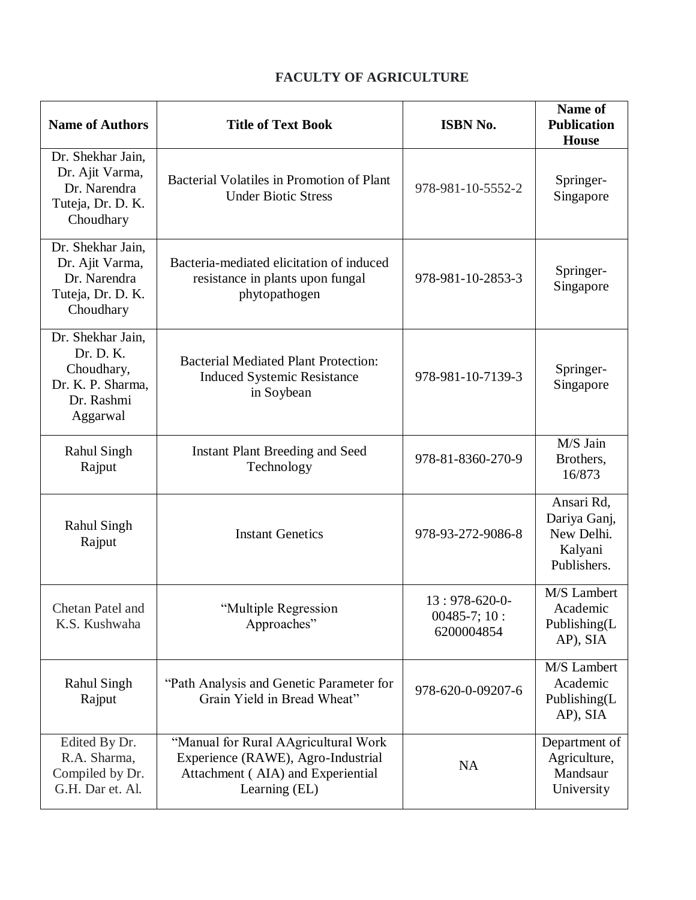## FACULTY OF AGRICULTURE

| Name of Authors | Title of Text Book | ISBN No. | Name of Publication House |
|---|---|---|---|
| Dr. Shekhar Jain, Dr. Ajit Varma, Dr. Narendra Tuteja, Dr. D. K. Choudhary | Bacterial Volatiles in Promotion of Plant Under Biotic Stress | 978-981-10-5552-2 | Springer-Singapore |
| Dr. Shekhar Jain, Dr. Ajit Varma, Dr. Narendra Tuteja, Dr. D. K. Choudhary | Bacteria-mediated elicitation of induced resistance in plants upon fungal phytopathogen | 978-981-10-2853-3 | Springer-Singapore |
| Dr. Shekhar Jain, Dr. D. K. Choudhary, Dr. K. P. Sharma, Dr. Rashmi Aggarwal | Bacterial Mediated Plant Protection: Induced Systemic Resistance in Soybean | 978-981-10-7139-3 | Springer-Singapore |
| Rahul Singh Rajput | Instant Plant Breeding and Seed Technology | 978-81-8360-270-9 | M/S Jain Brothers, 16/873 |
| Rahul Singh Rajput | Instant Genetics | 978-93-272-9086-8 | Ansari Rd, Dariya Ganj, New Delhi. Kalyani Publishers. |
| Chetan Patel and K.S. Kushwaha | "Multiple Regression Approaches" | 13 : 978-620-0-00485-7; 10 : 6200004854 | M/S Lambert Academic Publishing(LAP), SIA |
| Rahul Singh Rajput | "Path Analysis and Genetic Parameter for Grain Yield in Bread Wheat" | 978-620-0-09207-6 | M/S Lambert Academic Publishing(LAP), SIA |
| Edited By Dr. R.A. Sharma, Compiled by Dr. G.H. Dar et. Al. | "Manual for Rural AAgricultural Work Experience (RAWE), Agro-Industrial Attachment ( AIA) and Experiential Learning (EL) | NA | Department of Agriculture, Mandsaur University |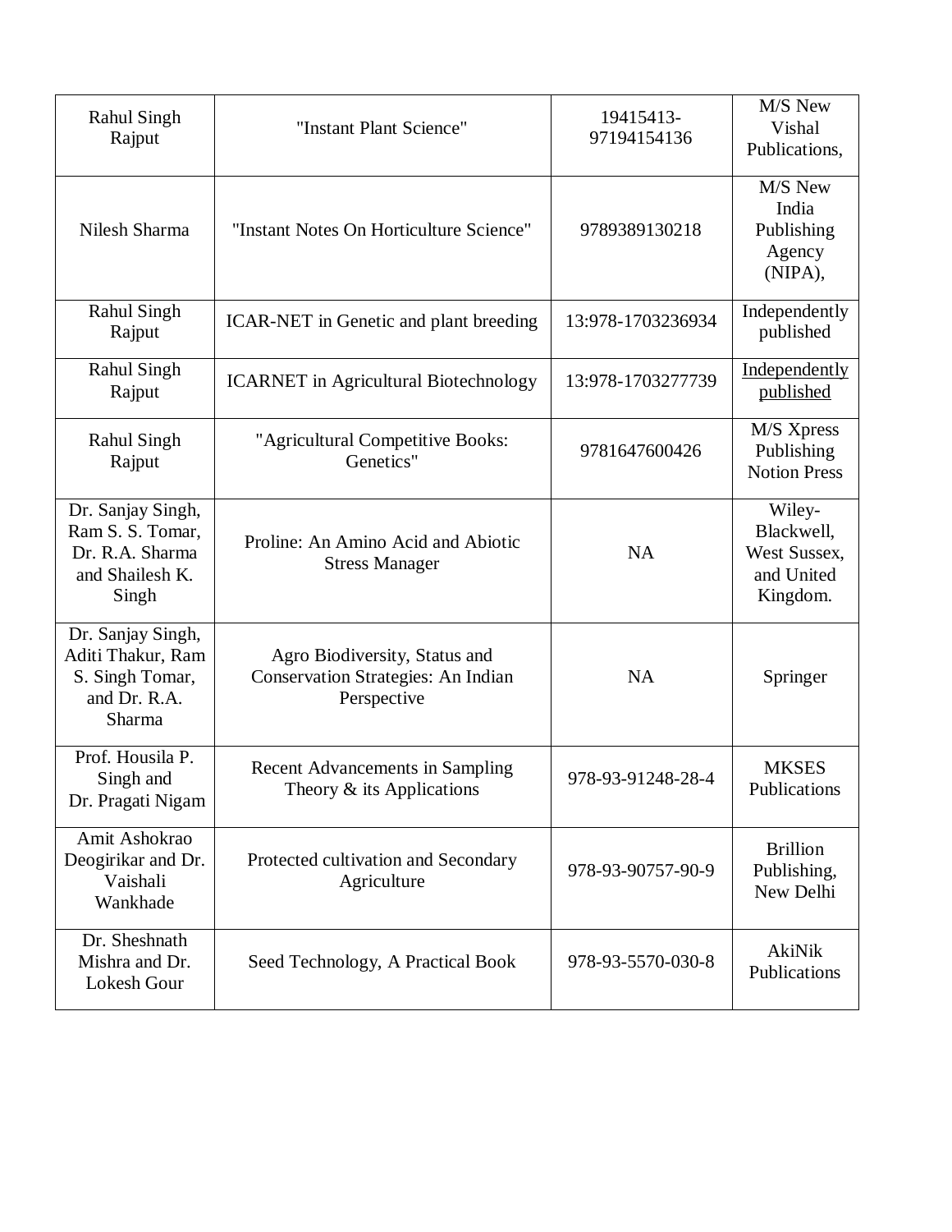| Rahul Singh Rajput | "Instant Plant Science" | 19415413-97194154136 | M/S New Vishal Publications, |
|---|---|---|---|
| Nilesh Sharma | "Instant Notes On Horticulture Science" | 9789389130218 | M/S New India Publishing Agency (NIPA), |
| Rahul Singh Rajput | ICAR-NET in Genetic and plant breeding | 13:978-1703236934 | Independently published |
| Rahul Singh Rajput | ICARNET in Agricultural Biotechnology | 13:978-1703277739 | Independently published |
| Rahul Singh Rajput | "Agricultural Competitive Books: Genetics" | 9781647600426 | M/S Xpress Publishing Notion Press |
| Dr. Sanjay Singh, Ram S. S. Tomar, Dr. R.A. Sharma and Shailesh K. Singh | Proline: An Amino Acid and Abiotic Stress Manager | NA | Wiley-Blackwell, West Sussex, and United Kingdom. |
| Dr. Sanjay Singh, Aditi Thakur, Ram S. Singh Tomar, and Dr. R.A. Sharma | Agro Biodiversity, Status and Conservation Strategies: An Indian Perspective | NA | Springer |
| Prof. Housila P. Singh and Dr. Pragati Nigam | Recent Advancements in Sampling Theory & its Applications | 978-93-91248-28-4 | MKSES Publications |
| Amit Ashokrao Deogirikar and Dr. Vaishali Wankhade | Protected cultivation and Secondary Agriculture | 978-93-90757-90-9 | Brillion Publishing, New Delhi |
| Dr. Sheshnath Mishra and Dr. Lokesh Gour | Seed Technology, A Practical Book | 978-93-5570-030-8 | AkiNik Publications |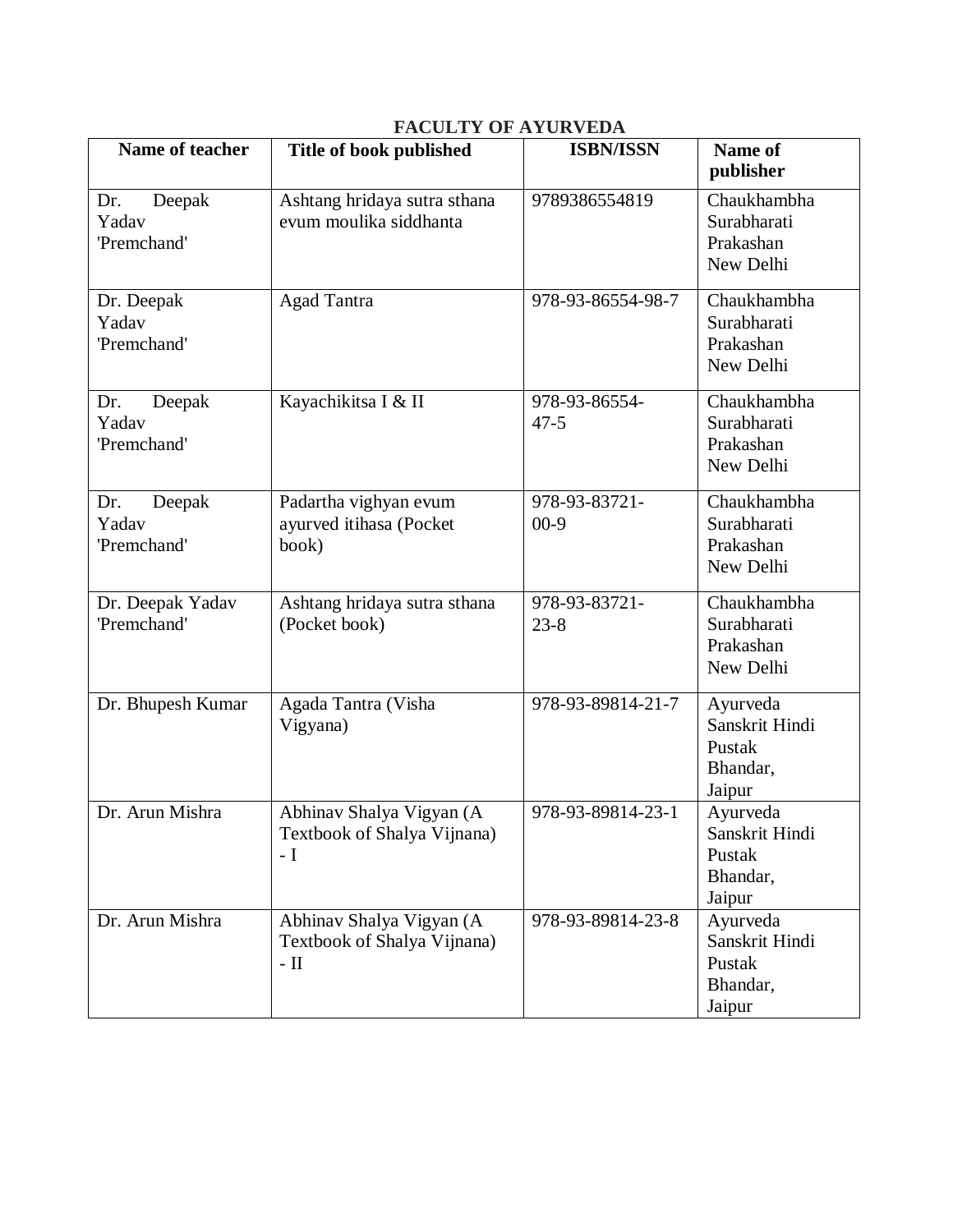## FACULTY OF AYURVEDA

| Name of teacher | Title of book published | ISBN/ISSN | Name of publisher |
|---|---|---|---|
| Dr. Deepak Yadav 'Premchand' | Ashtang hridaya sutra sthana evum moulika siddhanta | 9789386554819 | Chaukhambha Surabharati Prakashan New Delhi |
| Dr. Deepak Yadav 'Premchand' | Agad Tantra | 978-93-86554-98-7 | Chaukhambha Surabharati Prakashan New Delhi |
| Dr. Deepak Yadav 'Premchand' | Kayachikitsa I & II | 978-93-86554-47-5 | Chaukhambha Surabharati Prakashan New Delhi |
| Dr. Deepak Yadav 'Premchand' | Padartha vighyan evum ayurved itihasa (Pocket book) | 978-93-83721-00-9 | Chaukhambha Surabharati Prakashan New Delhi |
| Dr. Deepak Yadav 'Premchand' | Ashtang hridaya sutra sthana (Pocket book) | 978-93-83721-23-8 | Chaukhambha Surabharati Prakashan New Delhi |
| Dr. Bhupesh Kumar | Agada Tantra (Visha Vigyana) | 978-93-89814-21-7 | Ayurveda Sanskrit Hindi Pustak Bhandar, Jaipur |
| Dr. Arun Mishra | Abhinav Shalya Vigyan (A Textbook of Shalya Vijnana) - I | 978-93-89814-23-1 | Ayurveda Sanskrit Hindi Pustak Bhandar, Jaipur |
| Dr. Arun Mishra | Abhinav Shalya Vigyan (A Textbook of Shalya Vijnana) - II | 978-93-89814-23-8 | Ayurveda Sanskrit Hindi Pustak Bhandar, Jaipur |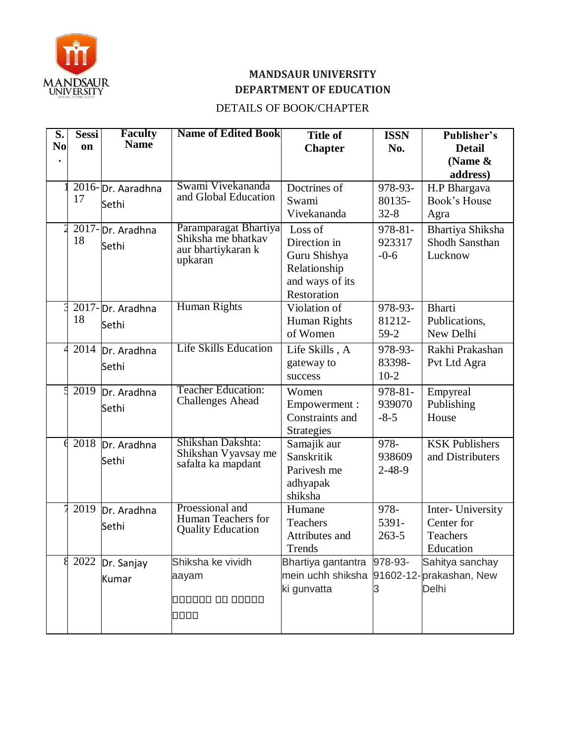**MANDSAUR UNIVERSITY**
**DEPARTMENT OF EDUCATION**

DETAILS OF BOOK/CHAPTER

| S. No. | Session | Faculty Name | Name of Edited Book | Title of Chapter | ISSN No. | Publisher's Detail (Name & address) |
|---|---|---|---|---|---|---|
| 1 | 2016-17 | Dr. Aaradhna Sethi | Swami Vivekananda and Global Education | Doctrines of Swami Vivekananda | 978-93-80135-32-8 | H.P Bhargava Book's House Agra |
| 2 | 2017-18 | Dr. Aradhna Sethi | Paramparagat Bhartiya Shiksha me bhatkav aur bhartiyakaran k upkaran | Loss of Direction in Guru Shishya Relationship and ways of its Restoration | 978-81-923317-0-6 | Bhartiya Shiksha Shodh Sansthan Lucknow |
| 3 | 2017-18 | Dr. Aradhna Sethi | Human Rights | Violation of Human Rights of Women | 978-93-81212-59-2 | Bharti Publications, New Delhi |
| 4 | 2014 | Dr. Aradhna Sethi | Life Skills Education | Life Skills , A gateway to success | 978-93-83398-10-2 | Rakhi Prakashan Pvt Ltd Agra |
| 5 | 2019 | Dr. Aradhna Sethi | Teacher Education: Challenges Ahead | Women Empowerment : Constraints and Strategies | 978-81-939070-8-5 | Empyreal Publishing House |
| 6 | 2018 | Dr. Aradhna Sethi | Shikshan Dakshta: Shikshan Vyavsay me safalta ka mapdant | Samajik aur Sanskritik Parivesh me adhyapak shiksha | 978-9386092-48-9 | KSK Publishers and Distributers |
| 7 | 2019 | Dr. Aradhna Sethi | Proessional and Human Teachers for Quality Education | Humane Teachers Attributes and Trends | 978-5391-263-5 | Inter- University Center for Teachers Education |
| 8 | 2022 | Dr. Sanjay Kumar | Shiksha ke vividh aayam | Bhartiya gantantra mein uchh shiksha ki gunvatta | 978-93-91602-12-3 | Sahitya sanchay prakashan, New Delhi |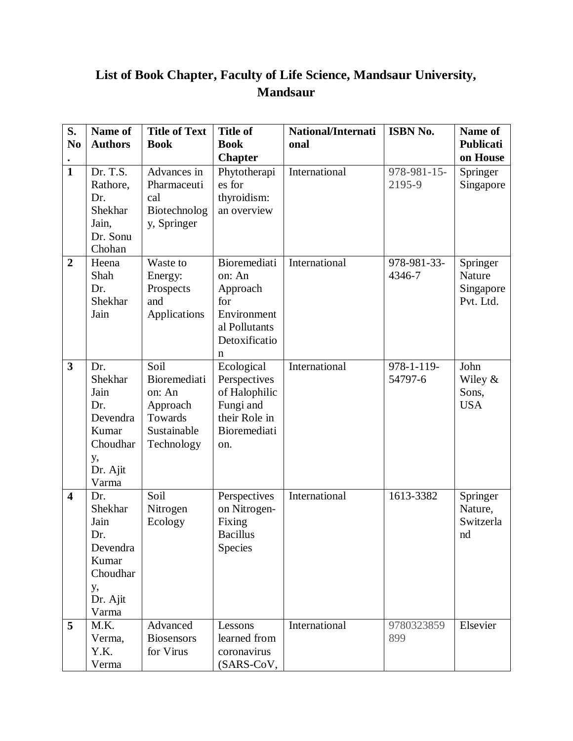# List of Book Chapter, Faculty of Life Science, Mandsaur University, Mandsaur

| S. No. | Name of Authors | Title of Text Book | Title of Book Chapter | National/International | ISBN No. | Name of Publication House |
|---|---|---|---|---|---|---|
| **1** | Dr. T.S. Rathore, Dr. Shekhar Jain, Dr. Sonu Chohan | Advances in Pharmaceutical Biotechnology, Springer | Phytotherapies for thyroidism: an overview | International | 978-981-15-2195-9 | Springer Singapore |
| **2** | Heena Shah Dr. Shekhar Jain | Waste to Energy: Prospects and Applications | Bioremediation: An Approach for Environmental Pollutants Detoxification | International | 978-981-33-4346-7 | Springer Nature Singapore Pvt. Ltd. |
| **3** | Dr. Shekhar Jain Dr. Devendra Kumar Choudhary, Dr. Ajit Varma | Soil Bioremediation: An Approach Towards Sustainable Technology | Ecological Perspectives of Halophilic Fungi and their Role in Bioremediation. | International | 978-1-119-54797-6 | John Wiley & Sons, USA |
| **4** | Dr. Shekhar Jain Dr. Devendra Kumar Choudhary, Dr. Ajit Varma | Soil Nitrogen Ecology | Perspectives on Nitrogen-Fixing Bacillus Species | International | 1613-3382 | Springer Nature, Switzerland |
| **5** | M.K. Verma, Y.K. Verma | Advanced Biosensors for Virus | Lessons learned from coronavirus (SARS-CoV, | International | 9780323859899 | Elsevier |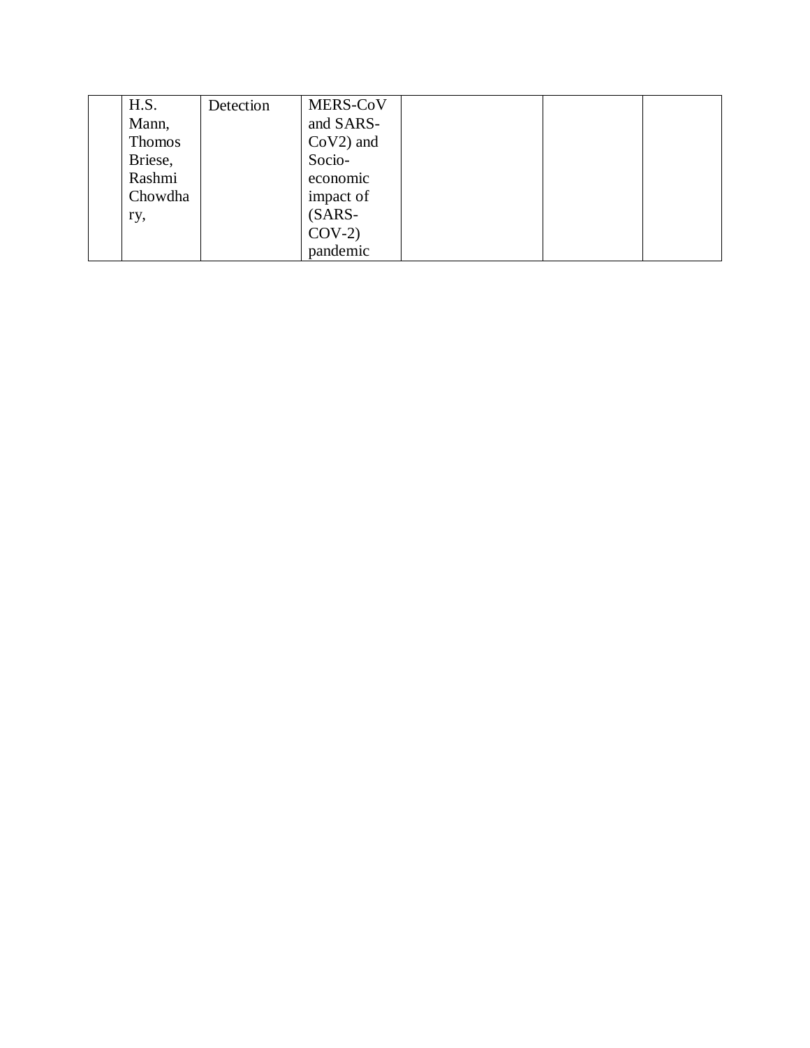| | | | | | | |
|---|---|---|---|---|---|---|
| | H.S. Mann, Thomos Briese, Rashmi Chowdhary, | Detection | MERS-CoV and SARS-CoV2) and Socio-economic impact of (SARS-COV-2) pandemic | | | |